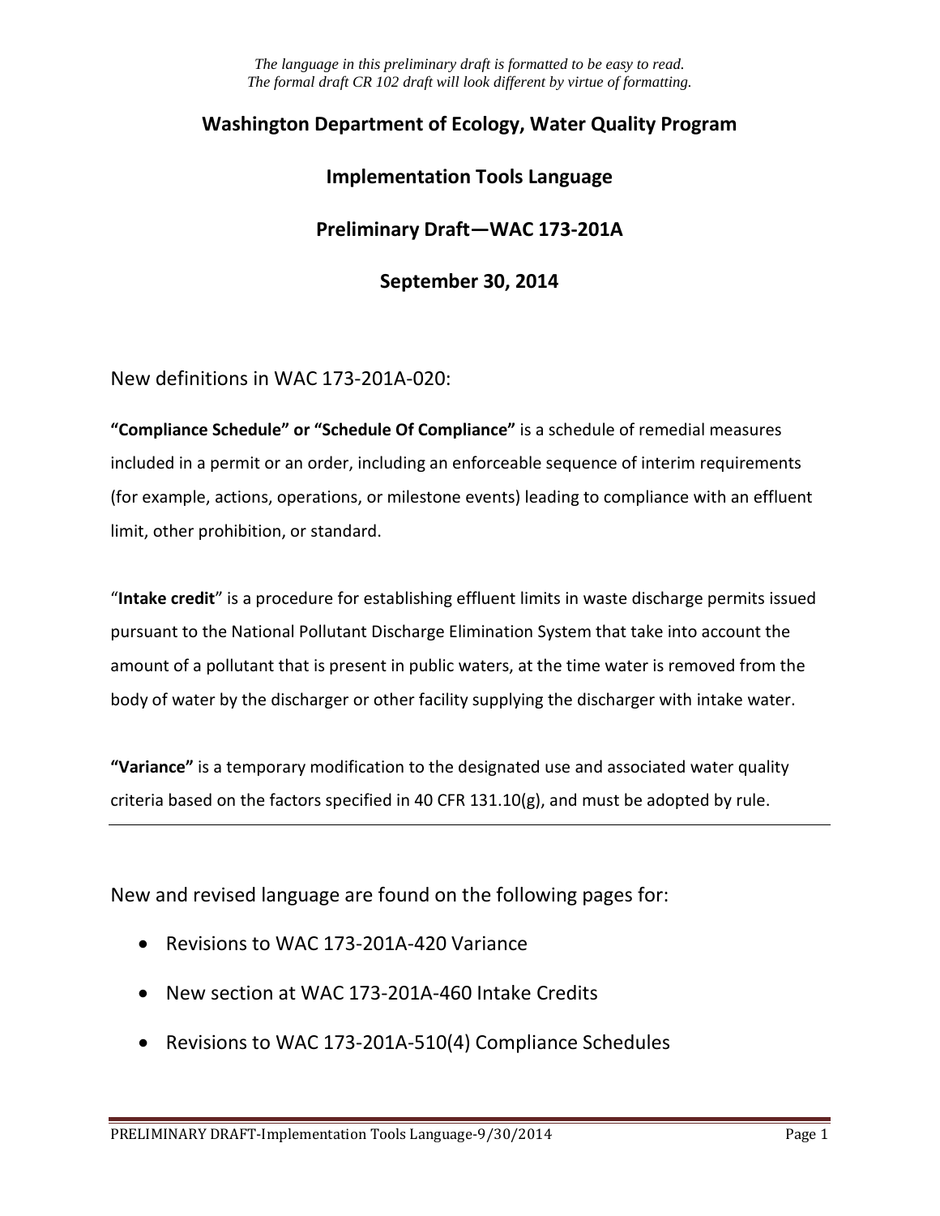*The language in this preliminary draft is formatted to be easy to read.*
*The formal draft CR 102 draft will look different by virtue of formatting.*

# Washington Department of Ecology, Water Quality Program

## Implementation Tools Language

## Preliminary Draft—WAC 173-201A

## September 30, 2014

New definitions in WAC 173-201A-020:

**"Compliance Schedule" or "Schedule Of Compliance"** is a schedule of remedial measures included in a permit or an order, including an enforceable sequence of interim requirements (for example, actions, operations, or milestone events) leading to compliance with an effluent limit, other prohibition, or standard.

"**Intake credit**" is a procedure for establishing effluent limits in waste discharge permits issued pursuant to the National Pollutant Discharge Elimination System that take into account the amount of a pollutant that is present in public waters, at the time water is removed from the body of water by the discharger or other facility supplying the discharger with intake water.

**"Variance"** is a temporary modification to the designated use and associated water quality criteria based on the factors specified in 40 CFR 131.10(g), and must be adopted by rule.

---

New and revised language are found on the following pages for:

- Revisions to WAC 173-201A-420 Variance
- New section at WAC 173-201A-460 Intake Credits
- Revisions to WAC 173-201A-510(4) Compliance Schedules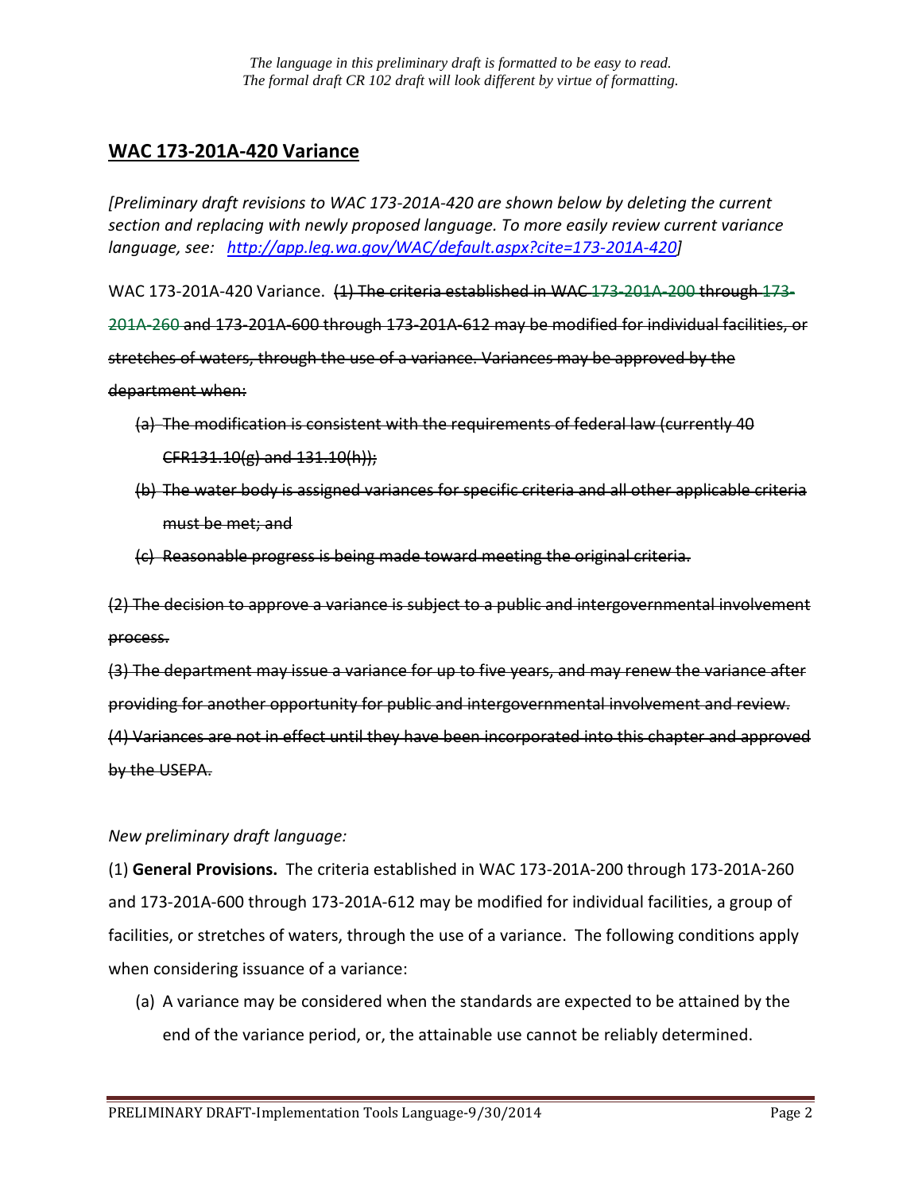*The language in this preliminary draft is formatted to be easy to read.*
*The formal draft CR 102 draft will look different by virtue of formatting.*

## WAC 173-201A-420 Variance

*[Preliminary draft revisions to WAC 173-201A-420 are shown below by deleting the current section and replacing with newly proposed language. To more easily review current variance language, see: [http://app.leg.wa.gov/WAC/default.aspx?cite=173-201A-420](http://app.leg.wa.gov/WAC/default.aspx?cite=173-201A-420)]*

WAC 173-201A-420 Variance. ~~(1) The criteria established in WAC 173-201A-200 through 173-201A-260 and 173-201A-600 through 173-201A-612 may be modified for individual facilities, or stretches of waters, through the use of a variance. Variances may be approved by the department when:~~

- ~~(a) The modification is consistent with the requirements of federal law (currently 40 CFR131.10(g) and 131.10(h));~~
- ~~(b) The water body is assigned variances for specific criteria and all other applicable criteria must be met; and~~
- ~~(c) Reasonable progress is being made toward meeting the original criteria.~~

~~(2) The decision to approve a variance is subject to a public and intergovernmental involvement process.~~

~~(3) The department may issue a variance for up to five years, and may renew the variance after providing for another opportunity for public and intergovernmental involvement and review.~~

~~(4) Variances are not in effect until they have been incorporated into this chapter and approved by the USEPA.~~

*New preliminary draft language:*

(1) **General Provisions.** The criteria established in WAC 173-201A-200 through 173-201A-260 and 173-201A-600 through 173-201A-612 may be modified for individual facilities, a group of facilities, or stretches of waters, through the use of a variance. The following conditions apply when considering issuance of a variance:

- (a) A variance may be considered when the standards are expected to be attained by the end of the variance period, or, the attainable use cannot be reliably determined.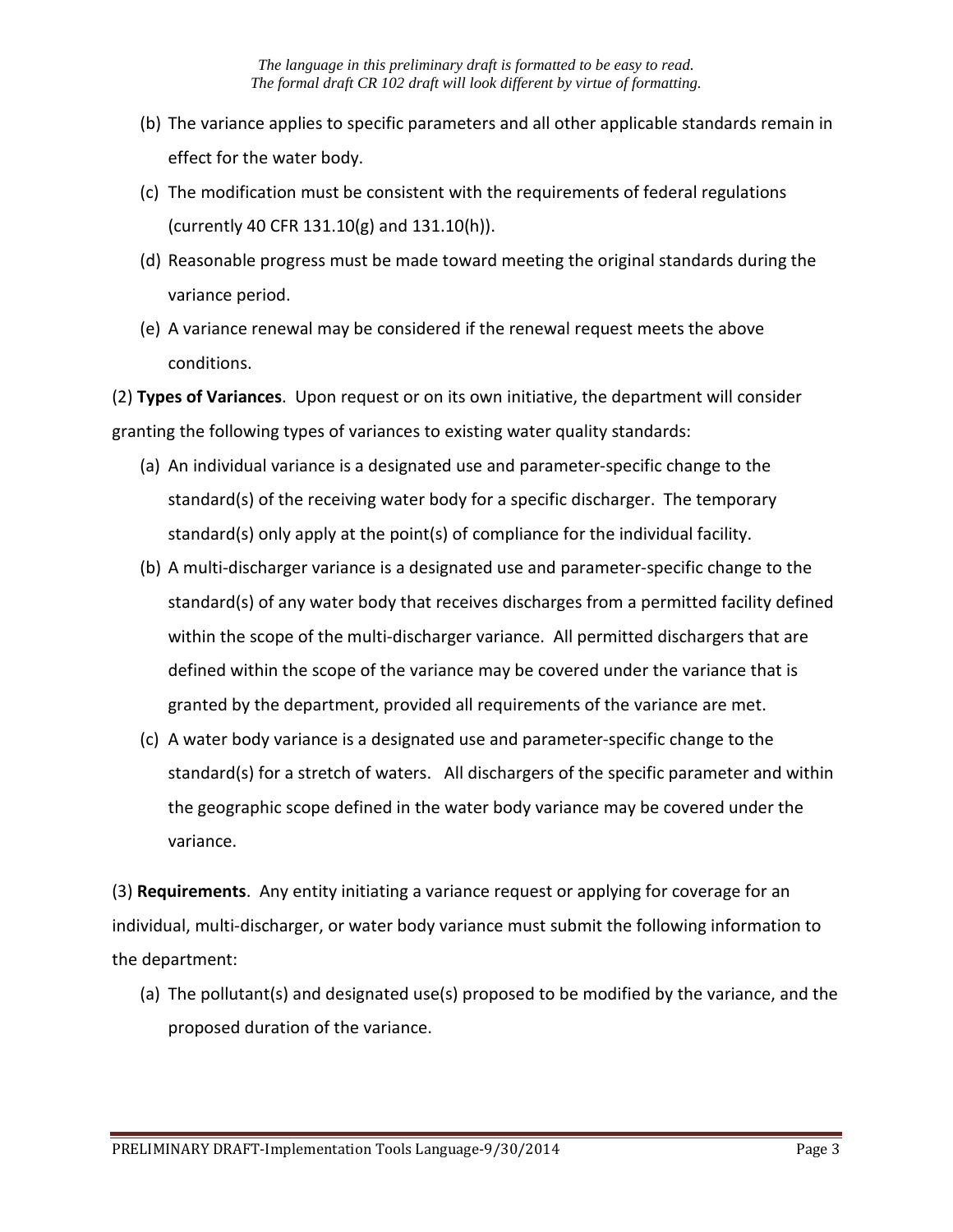(b) The variance applies to specific parameters and all other applicable standards remain in effect for the water body.

(c) The modification must be consistent with the requirements of federal regulations (currently 40 CFR 131.10(g) and 131.10(h)).

(d) Reasonable progress must be made toward meeting the original standards during the variance period.

(e) A variance renewal may be considered if the renewal request meets the above conditions.

(2) **Types of Variances**. Upon request or on its own initiative, the department will consider granting the following types of variances to existing water quality standards:

(a) An individual variance is a designated use and parameter-specific change to the standard(s) of the receiving water body for a specific discharger. The temporary standard(s) only apply at the point(s) of compliance for the individual facility.

(b) A multi-discharger variance is a designated use and parameter-specific change to the standard(s) of any water body that receives discharges from a permitted facility defined within the scope of the multi-discharger variance. All permitted dischargers that are defined within the scope of the variance may be covered under the variance that is granted by the department, provided all requirements of the variance are met.

(c) A water body variance is a designated use and parameter-specific change to the standard(s) for a stretch of waters. All dischargers of the specific parameter and within the geographic scope defined in the water body variance may be covered under the variance.

(3) **Requirements**. Any entity initiating a variance request or applying for coverage for an individual, multi-discharger, or water body variance must submit the following information to the department:

(a) The pollutant(s) and designated use(s) proposed to be modified by the variance, and the proposed duration of the variance.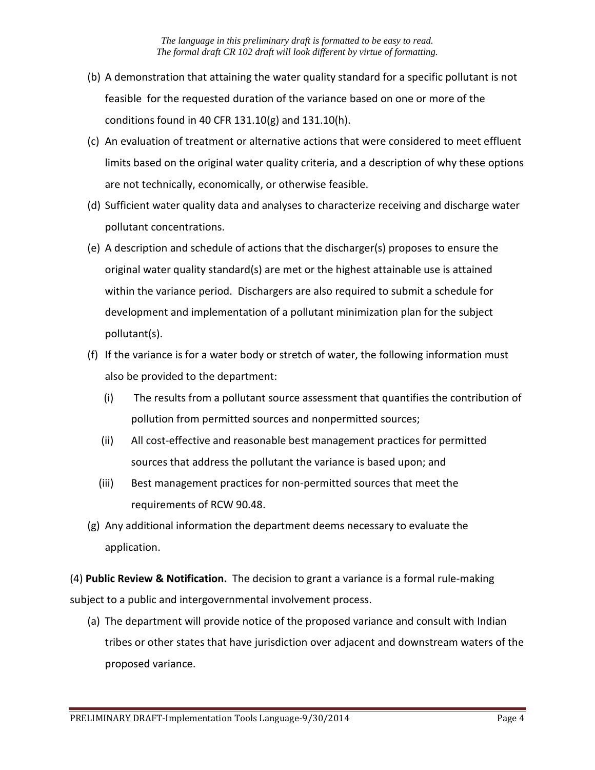(b) A demonstration that attaining the water quality standard for a specific pollutant is not feasible for the requested duration of the variance based on one or more of the conditions found in 40 CFR 131.10(g) and 131.10(h).

(c) An evaluation of treatment or alternative actions that were considered to meet effluent limits based on the original water quality criteria, and a description of why these options are not technically, economically, or otherwise feasible.

(d) Sufficient water quality data and analyses to characterize receiving and discharge water pollutant concentrations.

(e) A description and schedule of actions that the discharger(s) proposes to ensure the original water quality standard(s) are met or the highest attainable use is attained within the variance period. Dischargers are also required to submit a schedule for development and implementation of a pollutant minimization plan for the subject pollutant(s).

(f) If the variance is for a water body or stretch of water, the following information must also be provided to the department:

  (i) The results from a pollutant source assessment that quantifies the contribution of pollution from permitted sources and nonpermitted sources;

  (ii) All cost-effective and reasonable best management practices for permitted sources that address the pollutant the variance is based upon; and

  (iii) Best management practices for non-permitted sources that meet the requirements of RCW 90.48.

(g) Any additional information the department deems necessary to evaluate the application.

(4) **Public Review & Notification.** The decision to grant a variance is a formal rule-making subject to a public and intergovernmental involvement process.

(a) The department will provide notice of the proposed variance and consult with Indian tribes or other states that have jurisdiction over adjacent and downstream waters of the proposed variance.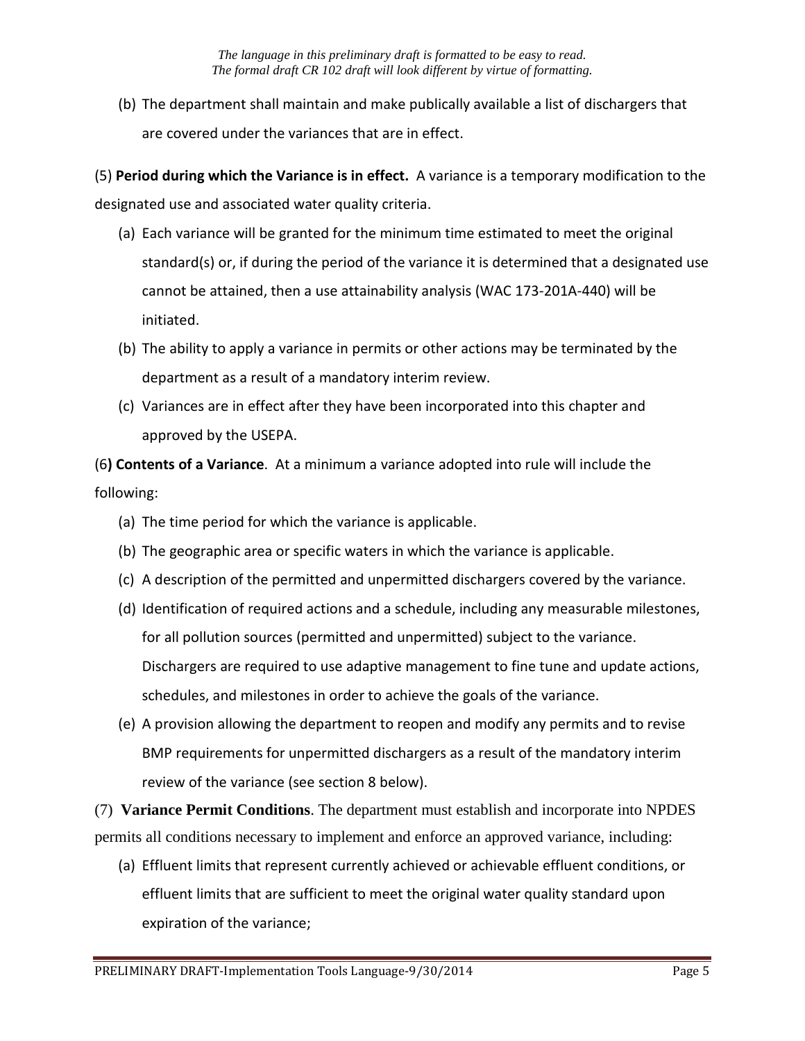(b) The department shall maintain and make publically available a list of dischargers that are covered under the variances that are in effect.

(5) **Period during which the Variance is in effect.** A variance is a temporary modification to the designated use and associated water quality criteria.

(a) Each variance will be granted for the minimum time estimated to meet the original standard(s) or, if during the period of the variance it is determined that a designated use cannot be attained, then a use attainability analysis (WAC 173-201A-440) will be initiated.

(b) The ability to apply a variance in permits or other actions may be terminated by the department as a result of a mandatory interim review.

(c) Variances are in effect after they have been incorporated into this chapter and approved by the USEPA.

(6**) Contents of a Variance**. At a minimum a variance adopted into rule will include the following:

(a) The time period for which the variance is applicable.

(b) The geographic area or specific waters in which the variance is applicable.

(c) A description of the permitted and unpermitted dischargers covered by the variance.

(d) Identification of required actions and a schedule, including any measurable milestones, for all pollution sources (permitted and unpermitted) subject to the variance. Dischargers are required to use adaptive management to fine tune and update actions, schedules, and milestones in order to achieve the goals of the variance.

(e) A provision allowing the department to reopen and modify any permits and to revise BMP requirements for unpermitted dischargers as a result of the mandatory interim review of the variance (see section 8 below).

(7) **Variance Permit Conditions**. The department must establish and incorporate into NPDES permits all conditions necessary to implement and enforce an approved variance, including:

(a) Effluent limits that represent currently achieved or achievable effluent conditions, or effluent limits that are sufficient to meet the original water quality standard upon expiration of the variance;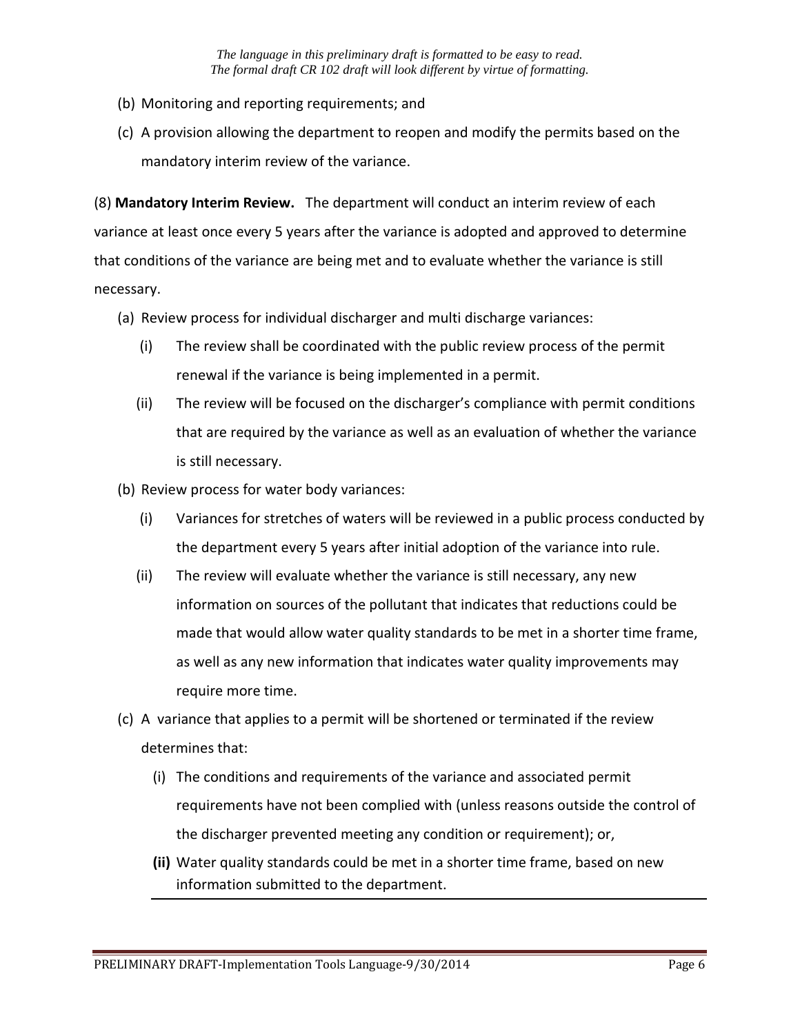*The language in this preliminary draft is formatted to be easy to read.*
*The formal draft CR 102 draft will look different by virtue of formatting.*

(b) Monitoring and reporting requirements; and

(c) A provision allowing the department to reopen and modify the permits based on the mandatory interim review of the variance.

(8) **Mandatory Interim Review.** The department will conduct an interim review of each variance at least once every 5 years after the variance is adopted and approved to determine that conditions of the variance are being met and to evaluate whether the variance is still necessary.

(a) Review process for individual discharger and multi discharge variances:

(i) The review shall be coordinated with the public review process of the permit renewal if the variance is being implemented in a permit.

(ii) The review will be focused on the discharger's compliance with permit conditions that are required by the variance as well as an evaluation of whether the variance is still necessary.

(b) Review process for water body variances:

(i) Variances for stretches of waters will be reviewed in a public process conducted by the department every 5 years after initial adoption of the variance into rule.

(ii) The review will evaluate whether the variance is still necessary, any new information on sources of the pollutant that indicates that reductions could be made that would allow water quality standards to be met in a shorter time frame, as well as any new information that indicates water quality improvements may require more time.

(c) A variance that applies to a permit will be shortened or terminated if the review determines that:

(i) The conditions and requirements of the variance and associated permit requirements have not been complied with (unless reasons outside the control of the discharger prevented meeting any condition or requirement); or,

**(ii)** Water quality standards could be met in a shorter time frame, based on new information submitted to the department.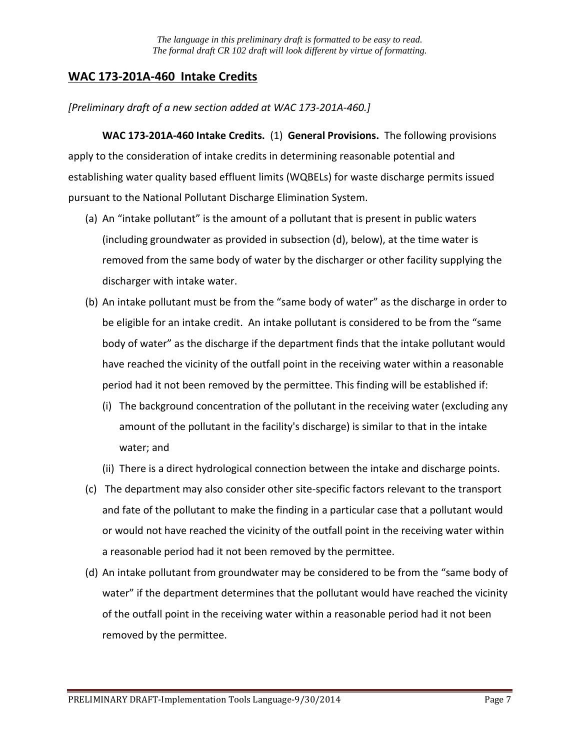*The language in this preliminary draft is formatted to be easy to read.*
*The formal draft CR 102 draft will look different by virtue of formatting.*

## WAC 173-201A-460 Intake Credits

*[Preliminary draft of a new section added at WAC 173-201A-460.]*

**WAC 173-201A-460 Intake Credits.** (1) **General Provisions.** The following provisions apply to the consideration of intake credits in determining reasonable potential and establishing water quality based effluent limits (WQBELs) for waste discharge permits issued pursuant to the National Pollutant Discharge Elimination System.

(a) An "intake pollutant" is the amount of a pollutant that is present in public waters (including groundwater as provided in subsection (d), below), at the time water is removed from the same body of water by the discharger or other facility supplying the discharger with intake water.

(b) An intake pollutant must be from the "same body of water" as the discharge in order to be eligible for an intake credit. An intake pollutant is considered to be from the "same body of water" as the discharge if the department finds that the intake pollutant would have reached the vicinity of the outfall point in the receiving water within a reasonable period had it not been removed by the permittee. This finding will be established if:

   (i) The background concentration of the pollutant in the receiving water (excluding any amount of the pollutant in the facility's discharge) is similar to that in the intake water; and

   (ii) There is a direct hydrological connection between the intake and discharge points.

(c) The department may also consider other site-specific factors relevant to the transport and fate of the pollutant to make the finding in a particular case that a pollutant would or would not have reached the vicinity of the outfall point in the receiving water within a reasonable period had it not been removed by the permittee.

(d) An intake pollutant from groundwater may be considered to be from the "same body of water" if the department determines that the pollutant would have reached the vicinity of the outfall point in the receiving water within a reasonable period had it not been removed by the permittee.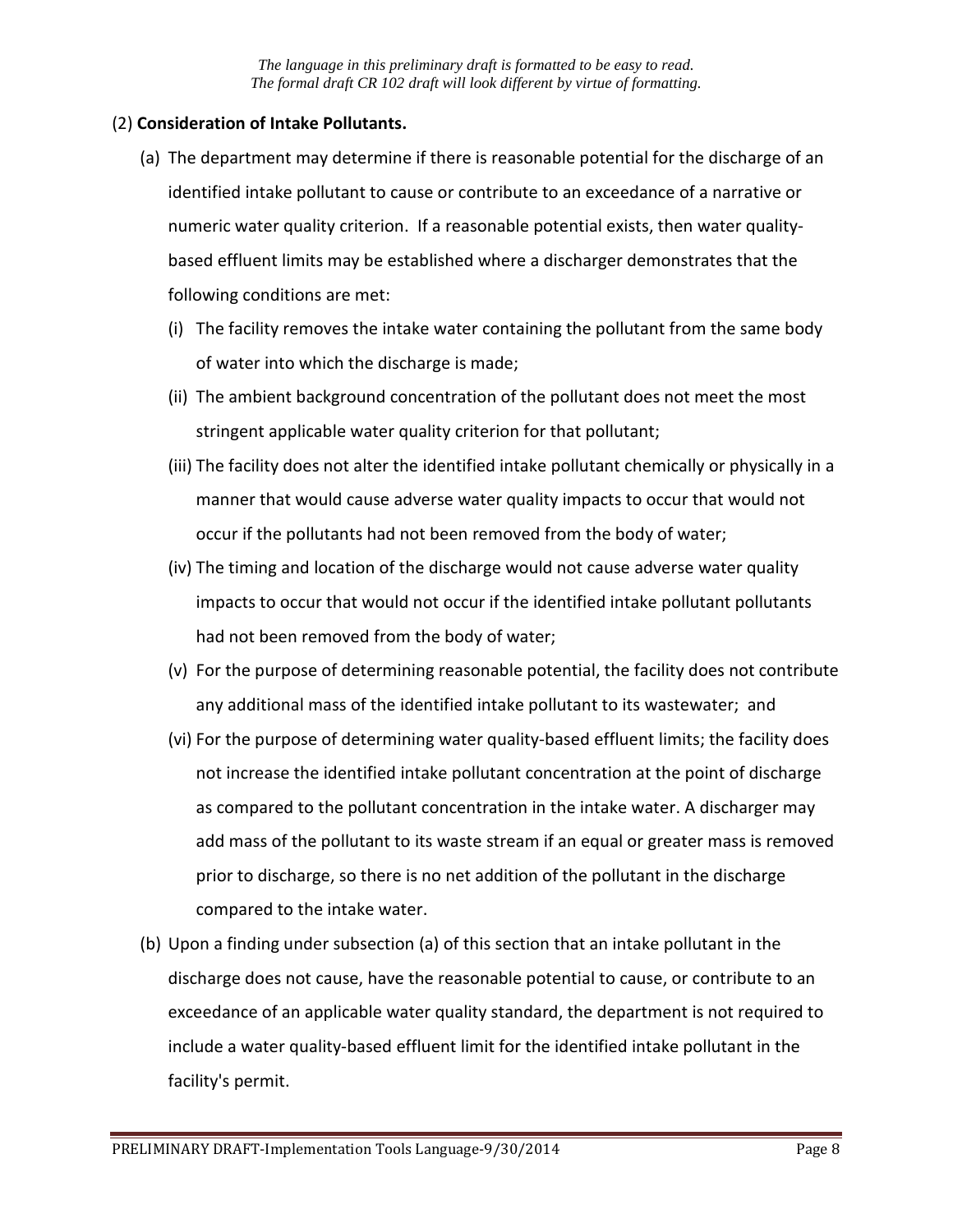*The language in this preliminary draft is formatted to be easy to read.*
*The formal draft CR 102 draft will look different by virtue of formatting.*

(2) **Consideration of Intake Pollutants.**

(a) The department may determine if there is reasonable potential for the discharge of an identified intake pollutant to cause or contribute to an exceedance of a narrative or numeric water quality criterion. If a reasonable potential exists, then water quality-based effluent limits may be established where a discharger demonstrates that the following conditions are met:

(i) The facility removes the intake water containing the pollutant from the same body of water into which the discharge is made;

(ii) The ambient background concentration of the pollutant does not meet the most stringent applicable water quality criterion for that pollutant;

(iii) The facility does not alter the identified intake pollutant chemically or physically in a manner that would cause adverse water quality impacts to occur that would not occur if the pollutants had not been removed from the body of water;

(iv) The timing and location of the discharge would not cause adverse water quality impacts to occur that would not occur if the identified intake pollutant pollutants had not been removed from the body of water;

(v) For the purpose of determining reasonable potential, the facility does not contribute any additional mass of the identified intake pollutant to its wastewater; and

(vi) For the purpose of determining water quality-based effluent limits; the facility does not increase the identified intake pollutant concentration at the point of discharge as compared to the pollutant concentration in the intake water. A discharger may add mass of the pollutant to its waste stream if an equal or greater mass is removed prior to discharge, so there is no net addition of the pollutant in the discharge compared to the intake water.

(b) Upon a finding under subsection (a) of this section that an intake pollutant in the discharge does not cause, have the reasonable potential to cause, or contribute to an exceedance of an applicable water quality standard, the department is not required to include a water quality-based effluent limit for the identified intake pollutant in the facility's permit.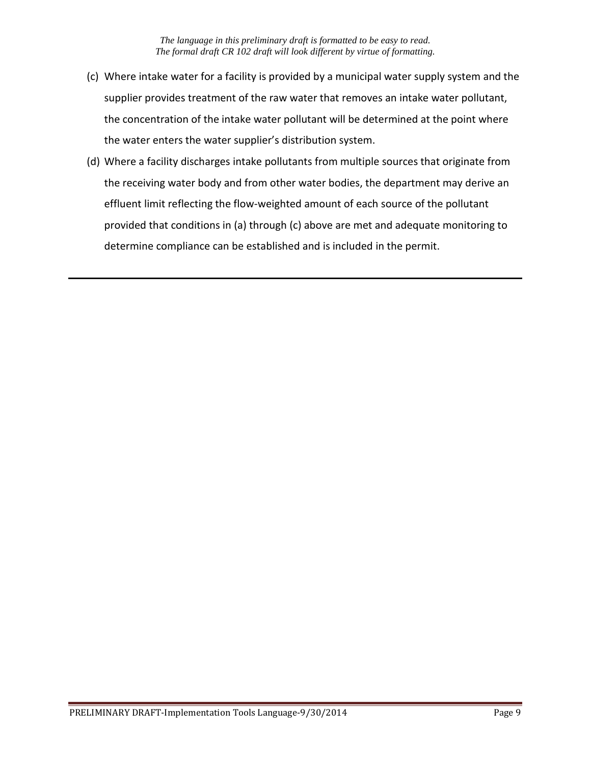(c) Where intake water for a facility is provided by a municipal water supply system and the supplier provides treatment of the raw water that removes an intake water pollutant, the concentration of the intake water pollutant will be determined at the point where the water enters the water supplier's distribution system.

(d) Where a facility discharges intake pollutants from multiple sources that originate from the receiving water body and from other water bodies, the department may derive an effluent limit reflecting the flow-weighted amount of each source of the pollutant provided that conditions in (a) through (c) above are met and adequate monitoring to determine compliance can be established and is included in the permit.

---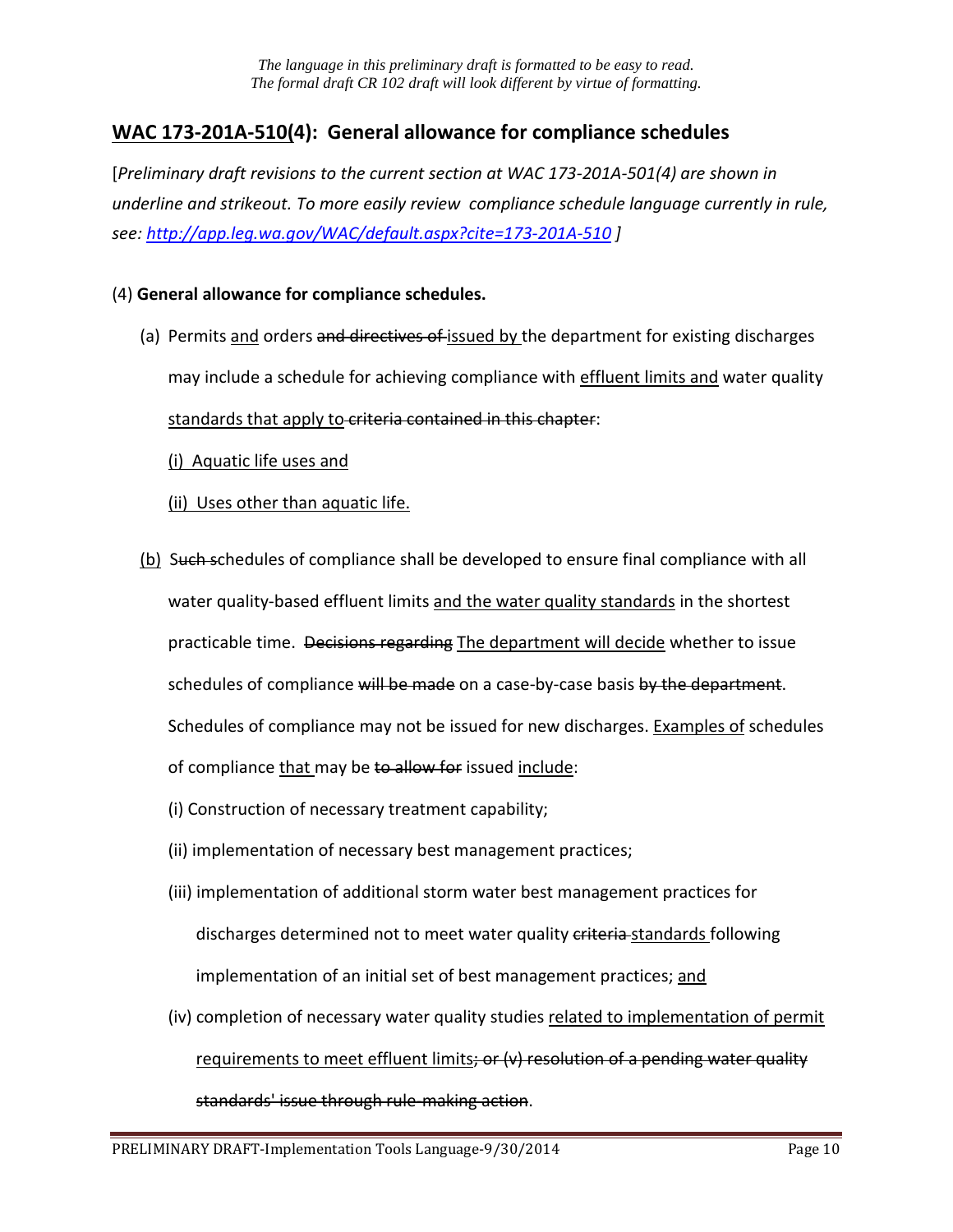## <u>WAC 173-201A-510</u>(4): General allowance for compliance schedules

[*Preliminary draft revisions to the current section at WAC 173-201A-501(4) are shown in underline and strikeout. To more easily review compliance schedule language currently in rule, see: http://app.leg.wa.gov/WAC/default.aspx?cite=173-201A-510* ]

(4) **General allowance for compliance schedules.**

(a) Permits <u>and</u> orders ~~and directives of~~ <u>issued by</u> the department for existing discharges may include a schedule for achieving compliance with <u>effluent limits and</u> water quality <u>standards that apply to</u> ~~criteria contained in this chapter~~:

<u>(i) Aquatic life uses and</u>

<u>(ii) Uses other than aquatic life.</u>

<u>(b)</u> ~~Such s~~schedules of compliance shall be developed to ensure final compliance with all water quality-based effluent limits <u>and the water quality standards</u> in the shortest practicable time. ~~Decisions regarding~~ <u>The department will decide</u> whether to issue schedules of compliance ~~will be made~~ on a case-by-case basis ~~by the department~~. Schedules of compliance may not be issued for new discharges. <u>Examples of</u> schedules of compliance <u>that</u> may be ~~to allow for~~ issued <u>include</u>:

(i) Construction of necessary treatment capability;

(ii) implementation of necessary best management practices;

(iii) implementation of additional storm water best management practices for discharges determined not to meet water quality ~~criteria~~ <u>standards</u> following implementation of an initial set of best management practices; <u>and</u>

(iv) completion of necessary water quality studies <u>related to implementation of permit requirements to meet effluent limits</u>~~; or (v) resolution of a pending water quality standards' issue through rule-making action~~.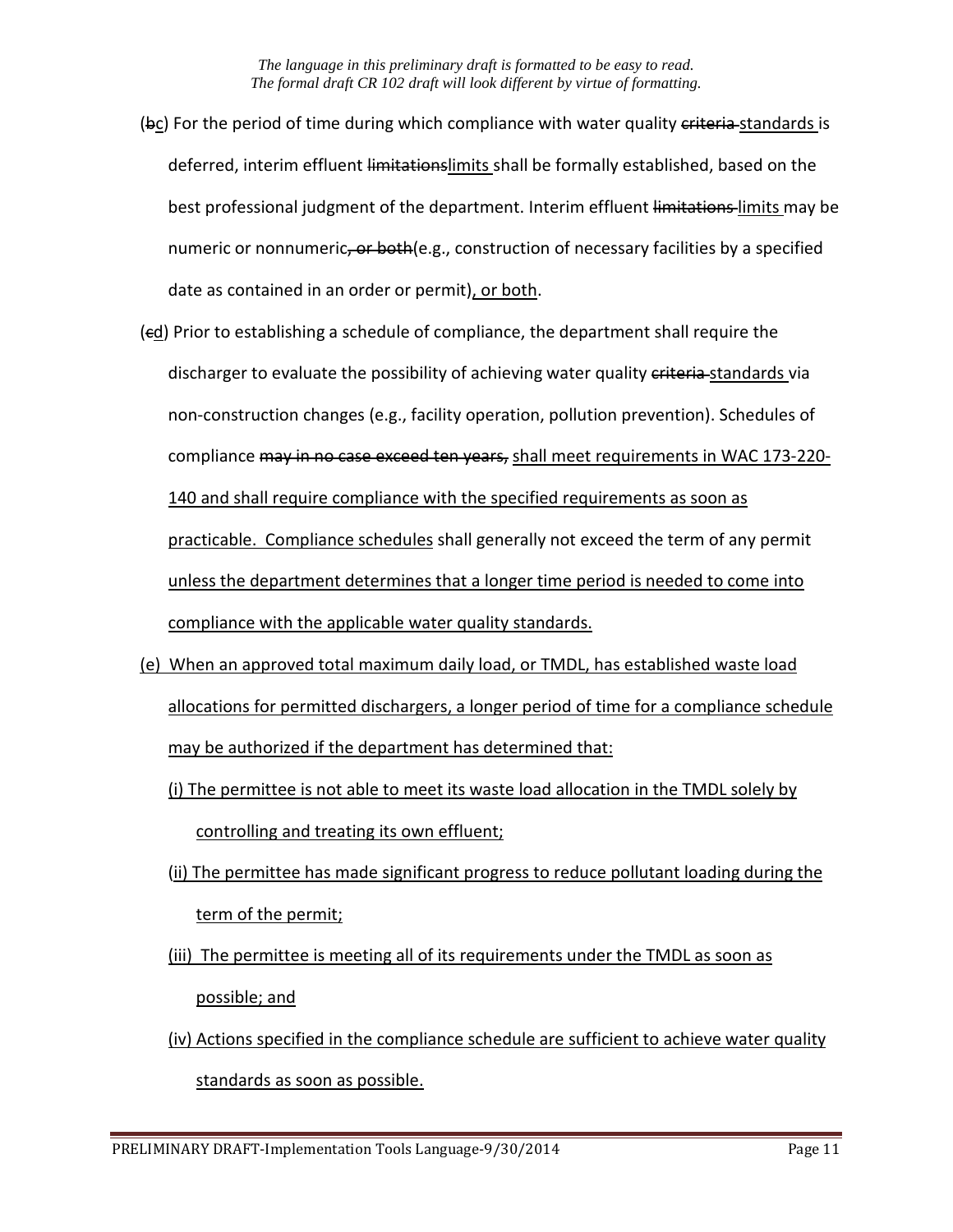(~~b~~<u>c</u>) For the period of time during which compliance with water quality ~~criteria~~ <u>standards</u> is deferred, interim effluent ~~limitations~~<u>limits</u> shall be formally established, based on the best professional judgment of the department. Interim effluent ~~limitations~~ <u>limits</u> may be numeric or nonnumeric~~, or both~~(e.g., construction of necessary facilities by a specified date as contained in an order or permit)<u>, or both</u>.

(~~c~~<u>d</u>) Prior to establishing a schedule of compliance, the department shall require the discharger to evaluate the possibility of achieving water quality ~~criteria~~ <u>standards</u> via non-construction changes (e.g., facility operation, pollution prevention). Schedules of compliance ~~may in no case exceed ten years,~~ <u>shall meet requirements in WAC 173-220-140 and shall require compliance with the specified requirements as soon as practicable. Compliance schedules</u> shall generally not exceed the term of any permit <u>unless the department determines that a longer time period is needed to come into compliance with the applicable water quality standards.</u>

<u>(e) When an approved total maximum daily load, or TMDL, has established waste load allocations for permitted dischargers, a longer period of time for a compliance schedule may be authorized if the department has determined that:</u>

<u>(i) The permittee is not able to meet its waste load allocation in the TMDL solely by controlling and treating its own effluent;</u>

<u>(ii) The permittee has made significant progress to reduce pollutant loading during the term of the permit;</u>

<u>(iii) The permittee is meeting all of its requirements under the TMDL as soon as possible; and</u>

<u>(iv) Actions specified in the compliance schedule are sufficient to achieve water quality standards as soon as possible.</u>